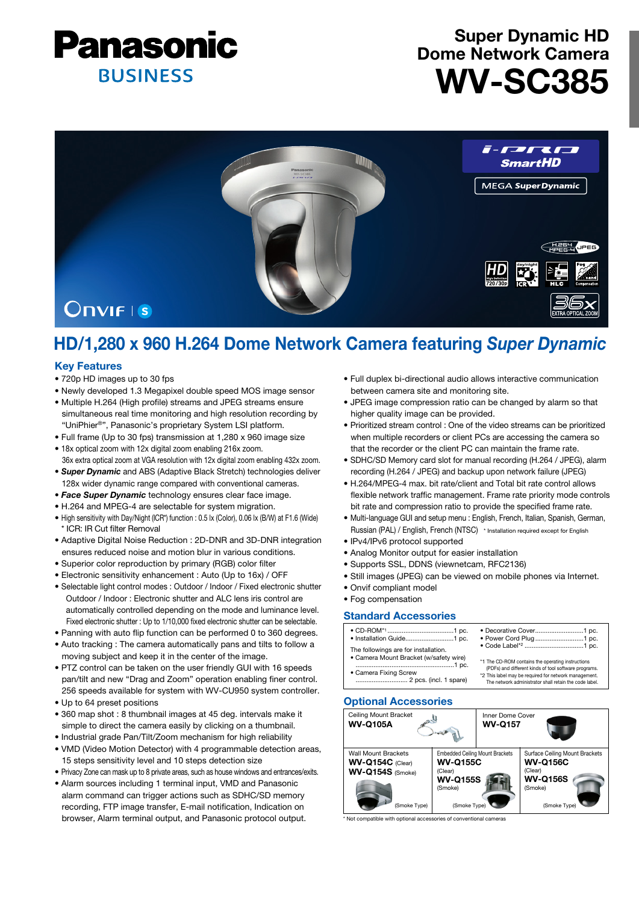Panasonic
BUSINESS

# Super Dynamic HD Dome Network Camera
# WV-SC385

## HD/1,280 x 960 H.264 Dome Network Camera featuring *Super Dynamic*

### Key Features

- 720p HD images up to 30 fps
- Newly developed 1.3 Megapixel double speed MOS image sensor
- Multiple H.264 (High profile) streams and JPEG streams ensure simultaneous real time monitoring and high resolution recording by "UniPhier®", Panasonic's proprietary System LSI platform.
- Full frame (Up to 30 fps) transmission at 1,280 x 960 image size
- 18x optical zoom with 12x digital zoom enabling 216x zoom.
  36x extra optical zoom at VGA resolution with 12x digital zoom enabling 432x zoom.
- ***Super Dynamic*** and ABS (Adaptive Black Stretch) technologies deliver 128x wider dynamic range compared with conventional cameras.
- ***Face Super Dynamic*** technology ensures clear face image.
- H.264 and MPEG-4 are selectable for system migration.
- High sensitivity with Day/Night (ICR*) function : 0.5 lx (Color), 0.06 lx (B/W) at F1.6 (Wide)
  \* ICR: IR Cut filter Removal
- Adaptive Digital Noise Reduction : 2D-DNR and 3D-DNR integration ensures reduced noise and motion blur in various conditions.
- Superior color reproduction by primary (RGB) color filter
- Electronic sensitivity enhancement : Auto (Up to 16x) / OFF
- Selectable light control modes : Outdoor / Indoor / Fixed electronic shutter
  Outdoor / Indoor : Electronic shutter and ALC lens iris control are automatically controlled depending on the mode and luminance level.
  Fixed electronic shutter : Up to 1/10,000 fixed electronic shutter can be selectable.
- Panning with auto flip function can be performed 0 to 360 degrees.
- Auto tracking : The camera automatically pans and tilts to follow a moving subject and keep it in the center of the image.
- PTZ control can be taken on the user friendly GUI with 16 speeds pan/tilt and new "Drag and Zoom" operation enabling finer control. 256 speeds available for system with WV-CU950 system controller.
- Up to 64 preset positions
- 360 map shot : 8 thumbnail images at 45 deg. intervals make it simple to direct the camera easily by clicking on a thumbnail.
- Industrial grade Pan/Tilt/Zoom mechanism for high reliability
- VMD (Video Motion Detector) with 4 programmable detection areas, 15 steps sensitivity level and 10 steps detection size
- Privacy Zone can mask up to 8 private areas, such as house windows and entrances/exits.
- Alarm sources including 1 terminal input, VMD and Panasonic alarm command can trigger actions such as SDHC/SD memory recording, FTP image transfer, E-mail notification, Indication on browser, Alarm terminal output, and Panasonic protocol output.
- Full duplex bi-directional audio allows interactive communication between camera site and monitoring site.
- JPEG image compression ratio can be changed by alarm so that higher quality image can be provided.
- Prioritized stream control : One of the video streams can be prioritized when multiple recorders or client PCs are accessing the camera so that the recorder or the client PC can maintain the frame rate.
- SDHC/SD Memory card slot for manual recording (H.264 / JPEG), alarm recording (H.264 / JPEG) and backup upon network failure (JPEG)
- H.264/MPEG-4 max. bit rate/client and Total bit rate control allows flexible network traffic management. Frame rate priority mode controls bit rate and compression ratio to provide the specified frame rate.
- Multi-language GUI and setup menu : English, French, Italian, Spanish, German, Russian (PAL) / English, French (NTSC) \* Installation required except for English
- IPv4/IPv6 protocol supported
- Analog Monitor output for easier installation
- Supports SSL, DDNS (viewnetcam, RFC2136)
- Still images (JPEG) can be viewed on mobile phones via Internet.
- Onvif compliant model
- Fog compensation

### Standard Accessories

- CD-ROM*1 .................................... 1 pc.
- Installation Guide .......................... 1 pc.

The followings are for installation.

- Camera Mount Bracket (w/safety wire) .................................................. 1 pc.
- Camera Fixing Screw ............................ 2 pcs. (incl. 1 spare)
- Decorative Cover ........................... 1 pc.
- Power Cord Plug ............................ 1 pc.
- Code Label*2 ................................. 1 pc.

\*1 The CD-ROM contains the operating instructions (PDFs) and different kinds of tool software programs.
\*2 This label may be required for network management. The network administrator shall retain the code label.

### Optional Accessories

| Ceiling Mount Bracket **WV-Q105A** | | Inner Dome Cover **WV-Q157** |
|---|---|---|
| Wall Mount Brackets **WV-Q154C** (Clear) **WV-Q154S** (Smoke) (Smoke Type) | Embedded Ceiling Mount Brackets **WV-Q155C** (Clear) **WV-Q155S** (Smoke) (Smoke Type) | Surface Ceiling Mount Brackets **WV-Q156C** (Clear) **WV-Q156S** (Smoke) (Smoke Type) |

\* Not compatible with optional accessories of conventional cameras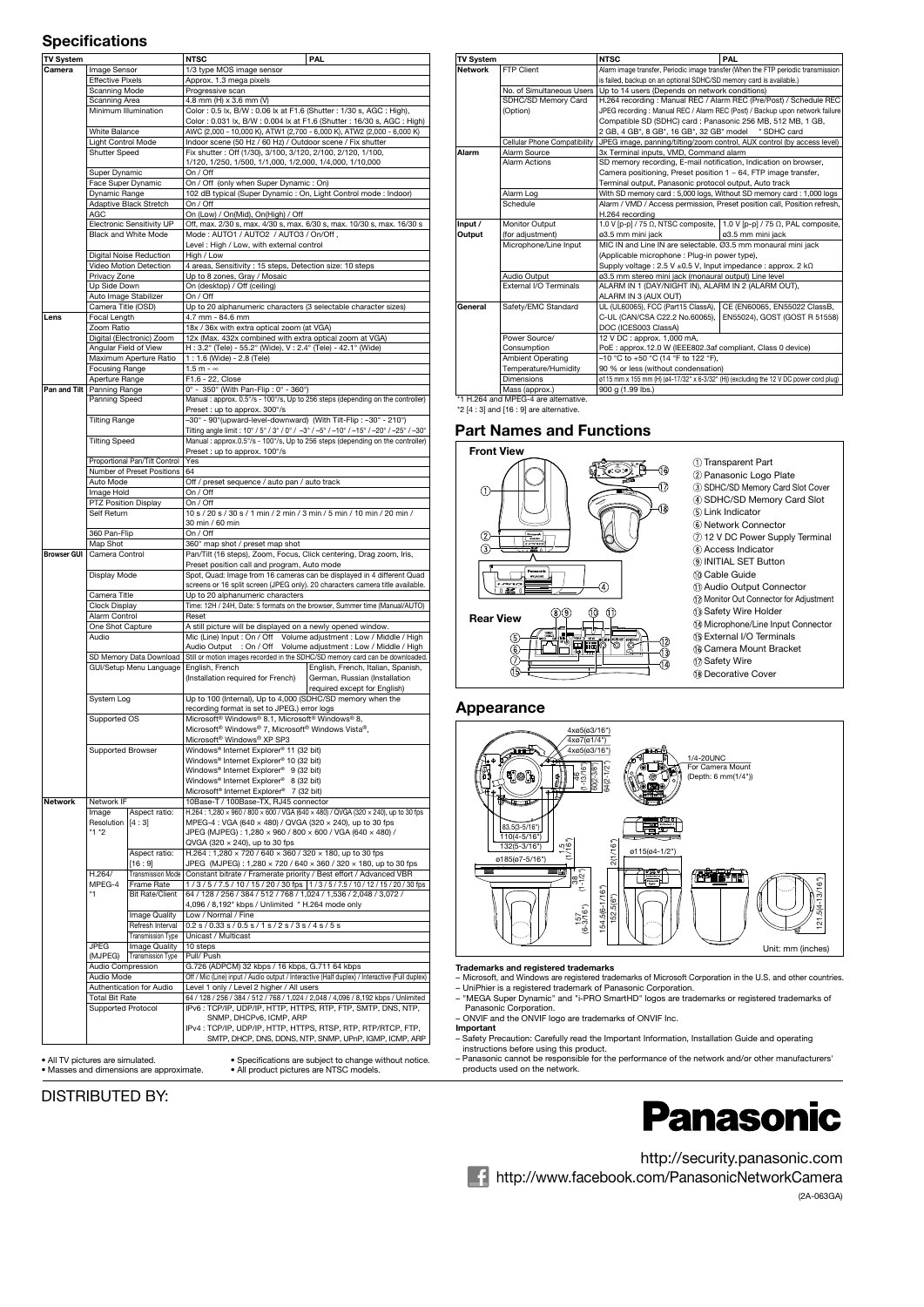## Specifications

| TV System | | | NTSC | PAL |
|---|---|---|---|---|
| Camera | Image Sensor | | 1/3 type MOS image sensor | |
| | Effective Pixels | | Approx. 1.3 mega pixels | |
| | Scanning Mode | | Progressive scan | |
| | Scanning Area | | 4.8 mm (H) x 3.6 mm (V) | |
| | Minimum Illumination | | Color : 0.5 lx, B/W : 0.06 lx at F1.6 (Shutter : 1/30 s, AGC : High), Color : 0.031 lx, B/W : 0.004 lx at F1.6 (Shutter : 16/30 s, AGC : High) | |
| | White Balance | | AWC (2,000 - 10,000 K), ATW1 (2,700 - 6,000 K), ATW2 (2,000 - 6,000 K) | |
| | Light Control Mode | | Indoor scene (50 Hz / 60 Hz) / Outdoor scene / Fix shutter | |
| | Shutter Speed | | Fix shutter : Off (1/30), 3/100, 3/120, 2/100, 2/120, 1/100, 1/120, 1/250, 1/500, 1/1,000, 1/2,000, 1/4,000, 1/10,000 | |
| | Super Dynamic | | On / Off | |
| | Face Super Dynamic | | On / Off (only when Super Dynamic : On) | |
| | Dynamic Range | | 102 dB typical (Super Dynamic : On, Light Control mode : Indoor) | |
| | Adaptive Black Stretch | | On / Off | |
| | AGC | | On (Low) / On(Mid), On(High) / Off | |
| | Electronic Sensitivity UP | | Off, max. 2/30 s, max. 4/30 s, max. 6/30 s, max. 10/30 s, max. 16/30 s | |
| | Black and White Mode | | Mode : AUTO1 / AUTO2 / AUTO3 / On/Off , Level : High / Low, with external control | |
| | Digital Noise Reduction | | High / Low | |
| | Video Motion Detection | | 4 areas, Sensitivity : 15 steps, Detection size: 10 steps | |
| | Privacy Zone | | Up to 8 zones, Gray / Mosaic | |
| | Up Side Down | | On (desktop) / Off (ceiling) | |
| | Auto Image Stabilizer | | On / Off | |
| | Camera Title (OSD) | | Up to 20 alphanumeric characters (3 selectable character sizes) | |
| Lens | Focal Length | | 4.7 mm - 84.6 mm | |
| | Zoom Ratio | | 18x / 36x with extra optical zoom (at VGA) | |
| | Digital (Electronic) Zoom | | 12x (Max. 432x combined with extra optical zoom at VGA) | |
| | Angular Field of View | | H : 3.2° (Tele) - 55.2° (Wide), V : 2.4° (Tele) - 42.1° (Wide) | |
| | Maximum Aperture Ratio | | 1 : 1.6 (Wide) - 2.8 (Tele) | |
| | Focusing Range | | 1.5 m - ∞ | |
| | Aperture Range | | F1.6 - 22, Close | |
| Pan and Tilt | Panning Range | | 0° - 350° (With Pan-Flip : 0° - 360°) | |
| | Panning Speed | | Manual : approx. 0.5°/s - 100°/s, Up to 256 steps (depending on the controller) Preset : up to approx. 300°/s | |
| | Tilting Range | | –30° - 90°(upward-level-downward) (With Tilt-Flip : –30° - 210°) Tilting angle limit : 10° / 5° / 3° / 0° / –3° / –5° / –10° / –15° / –20° / –25° / –30° | |
| | Tilting Speed | | Manual : approx.0.5°/s - 100°/s, Up to 256 steps (depending on the controller) Preset : up to approx. 100°/s | |
| | Proportional Pan/Tilt Control | | Yes | |
| | Number of Preset Positions | | 64 | |
| | Auto Mode | | Off / preset sequence / auto pan / auto track | |
| | Image Hold | | On / Off | |
| | PTZ Position Display | | On / Off | |
| | Self Return | | 10 s / 20 s / 30 s / 1 min / 2 min / 3 min / 5 min / 10 min / 20 min / 30 min / 60 min | |
| | 360 Pan-Flip | | On / Off | |
| | Map Shot | | 360° map shot / preset map shot | |
| Browser GUI | Camera Control | | Pan/Tilt (16 steps), Zoom, Focus, Click centering, Drag zoom, Iris, Preset position call and program, Auto mode | |
| | Display Mode | | Spot, Quad: Image from 16 cameras can be displayed in 4 different Quad screens or 16 split screen (JPEG only). 20 characters camera title available. | |
| | Camera Title | | Up to 20 alphanumeric characters | |
| | Clock Display | | Time: 12H / 24H, Date: 5 formats on the browser, Summer time (Manual/AUTO) | |
| | Alarm Control | | Reset | |
| | One Shot Capture | | A still picture will be displayed on a newly opened window. | |
| | Audio | | Mic (Line) Input : On / Off Volume adjustment : Low / Middle / High Audio Output : On / Off Volume adjustment : Low / Middle / High | |
| | SD Memory Data Download | | Still or motion images recorded in the SDHC/SD memory card can be downloaded. | |
| | GUI/Setup Menu Language | | English, French (Installation required for French) | English, French, Italian, Spanish, German, Russian (Installation required except for English) |
| | System Log | | Up to 100 (Internal), Up to 4,000 (SDHC/SD memory when the recording format is set to JPEG.) error logs | |
| | Supported OS | | Microsoft® Windows® 8.1, Microsoft® Windows® 8, Microsoft® Windows® 7, Microsoft® Windows Vista®, Microsoft® Windows® XP SP3 | |
| | Supported Browser | | Windows® Internet Explorer® 11 (32 bit) Windows® Internet Explorer® 10 (32 bit) Windows® Internet Explorer® 9 (32 bit) Windows® Internet Explorer® 8 (32 bit) Microsoft® Internet Explorer® 7 (32 bit) | |
| Network | Network IF | | 10Base-T / 100Base-TX, RJ45 connector | |
| | Image Resolution *1 *2 | Aspect ratio: [4 : 3] | H.264 : 1,280 × 960 / 800 × 600 / VGA (640 × 480) / QVGA (320 × 240), up to 30 fps MPEG-4 : VGA (640 × 480) / QVGA (320 × 240), up to 30 fps JPEG (MJPEG) : 1,280 × 960 / 800 × 600 / VGA (640 × 480) / QVGA (320 × 240), up to 30 fps | |
| | | Aspect ratio: [16 : 9] | H.264 : 1,280 × 720 / 640 × 360 / 320 × 180, up to 30 fps JPEG (MJPEG) : 1,280 × 720 / 640 × 360 / 320 × 180, up to 30 fps | |
| | H.264/ MPEG-4 *1 | Transmission Mode | Constant bitrate / Framerate priority / Best effort / Advanced VBR | |
| | | Frame Rate | 1 / 3 / 5 / 7.5 / 10 / 15 / 20 / 30 fps | 1 / 3 / 5 / 7.5 / 10 / 12 / 15 / 20 / 30 fps |
| | | Bit Rate/Client | 64 / 128 / 256 / 384 / 512 / 768 / 1,024 / 1,536 / 2,048 / 3,072 / 4,096 / 8,192* kbps / Unlimited * H.264 mode only | |
| | | Image Quality | Low / Normal / Fine | |
| | | Refresh Interval | 0.2 s / 0.33 s / 0.5 s / 1 s / 2 s / 3 s / 4 s / 5 s | |
| | | Transmission Type | Unicast / Multicast | |
| | JPEG (MJPEG) | Image Quality | 10 steps | |
| | | Transmission Type | Pull/ Push | |
| | Audio Compression | | G.726 (ADPCM) 32 kbps / 16 kbps, G.711 64 kbps | |
| | Audio Mode | | Off / Mic (Line) input / Audio output / Interactive (Half duplex) / Interactive (Full duplex) | |
| | Authentication for Audio | | Level 1 only / Level 2 higher / All users | |
| | Total Bit Rate | | 64 / 128 / 256 / 384 / 512 / 768 / 1,024 / 2,048 / 4,096 / 8,192 kbps / Unlimited | |
| | Supported Protocol | | IPv6 : TCP/IP, UDP/IP, HTTP, HTTPS, RTP, FTP, SMTP, DNS, NTP, SNMP, DHCPv6, ICMP, ARP IPv4 : TCP/IP, UDP/IP, HTTP, HTTPS, RTSP, RTP, RTP/RTCP, FTP, SMTP, DHCP, DNS, DDNS, NTP, SNMP, UPnP, IGMP, ICMP, ARP | |

| TV System | | NTSC | PAL |
|---|---|---|---|
| Network | FTP Client | Alarm image transfer, Periodic image transfer (When the FTP periodic transmission is failed, backup on an optional SDHC/SD memory card is available.) | |
| | No. of Simultaneous Users | Up to 14 users (Depends on network conditions) | |
| | SDHC/SD Memory Card (Option) | H.264 recording : Manual REC / Alarm REC (Pre/Post) / Schedule REC JPEG recording : Manual REC / Alarm REC (Post) / Backup upon network failure Compatible SD (SDHC) card : Panasonic 256 MB, 512 MB, 1 GB, 2 GB, 4 GB*, 8 GB*, 16 GB*, 32 GB* model * SDHC card | |
| | Cellular Phone Compatibility | JPEG image, panning/tilting/zoom control, AUX control (by access level) | |
| Alarm | Alarm Source | 3x Terminal inputs, VMD, Command alarm | |
| | Alarm Actions | SD memory recording, E-mail notification, Indication on browser, Camera positioning, Preset position 1 ~ 64, FTP image transfer, Terminal output, Panasonic protocol output, Auto track | |
| | Alarm Log | With SD memory card : 5,000 logs, Without SD memory card : 1,000 logs | |
| | Schedule | Alarm / VMD / Access permission, Preset position call, Position refresh, H.264 recording | |
| Input / Output | Monitor Output (for adjustment) | 1.0 V [p-p] / 75 Ω, NTSC composite, ø3.5 mm mini jack | 1.0 V [p-p] / 75 Ω, PAL composite, ø3.5 mm mini jack |
| | Microphone/Line Input | MIC IN and Line IN are selectable. Ø3.5 mm monaural mini jack (Applicable microphone : Plug-in power type), Supply voltage : 2.5 V ±0.5 V, Input impedance : approx. 2 kΩ | |
| | Audio Output | ø3.5 mm stereo mini jack (monaural output) Line level | |
| | External I/O Terminals | ALARM IN 1 (DAY/NIGHT IN), ALARM IN 2 (ALARM OUT), ALARM IN 3 (AUX OUT) | |
| General | Safety/EMC Standard | UL (UL60065), FCC (Part15 ClassA), C-UL (CAN/CSA C22.2 No.60065), DOC (ICES003 ClassA) | CE (EN60065, EN55022 ClassB, EN55024), GOST (GOST R 51558) |
| | Power Source/ Consumption | 12 V DC : approx. 1,000 mA, PoE : approx.12.0 W (IEEE802.3af compliant, Class 0 device) | |
| | Ambient Operating Temperature/Humidity | –10 °C to +50 °C (14 °F to 122 °F), 90 % or less (without condensation) | |
| | Dimensions | ø115 mm x 155 mm (H) (ø4-17/32" x 6-3/32" (H)) (excluding the 12 V DC power cord plug) | |
| | Mass (approx.) | 900 g (1.99 lbs.) | |

*1 H.264 and MPEG-4 are alternative.
*2 [4 : 3] and [16 : 9] are alternative.

## Part Names and Functions

Front View

Rear View

① Transparent Part
② Panasonic Logo Plate
③ SDHC/SD Memory Card Slot Cover
④ SDHC/SD Memory Card Slot
⑤ Link Indicator
⑥ Network Connector
⑦ 12 V DC Power Supply Terminal
⑧ Access Indicator
⑨ INITIAL SET Button
⑩ Cable Guide
⑪ Audio Output Connector
⑫ Monitor Out Connector for Adjustment
⑬ Safety Wire Holder
⑭ Microphone/Line Input Connector
⑮ External I/O Terminals
⑯ Camera Mount Bracket
⑰ Safety Wire
⑱ Decorative Cover

## Appearance

4xø5(ø3/16")
4xø7(ø1/4")
4xø5(ø3/16")
46 (1-13/16")
ø60 (2-3/8")
64(2-1/2")
83.5(3-5/16")
110(4-5/16")
132(5-3/16")
ø185(ø7-5/16")
1.5 (1/16")
2(1/16")
1/4-20UNC
For Camera Mount
(Depth: 6 mm(1/4"))
ø115(ø4-1/2")
38 (1-1/2")
157 (6-3/16")
154.5(6-1/16")
152.5(6")
121.5(4-13/16")
Unit: mm (inches)

**Trademarks and registered trademarks**
– Microsoft, and Windows are registered trademarks of Microsoft Corporation in the U.S. and other countries.
– UniPhier is a registered trademark of Panasonic Corporation.
– "MEGA Super Dynamic" and "i-PRO SmartHD" logos are trademarks or registered trademarks of Panasonic Corporation.
– ONVIF and the ONVIF logo are trademarks of ONVIF Inc.

**Important**
– Safety Precaution: Carefully read the Important Information, Installation Guide and operating instructions before using this product.
– Panasonic cannot be responsible for the performance of the network and/or other manufacturers' products used on the network.

• All TV pictures are simulated.
• Masses and dimensions are approximate.
• Specifications are subject to change without notice.
• All product pictures are NTSC models.

DISTRIBUTED BY:

Panasonic

http://security.panasonic.com
http://www.facebook.com/PanasonicNetworkCamera

(2A-063GA)